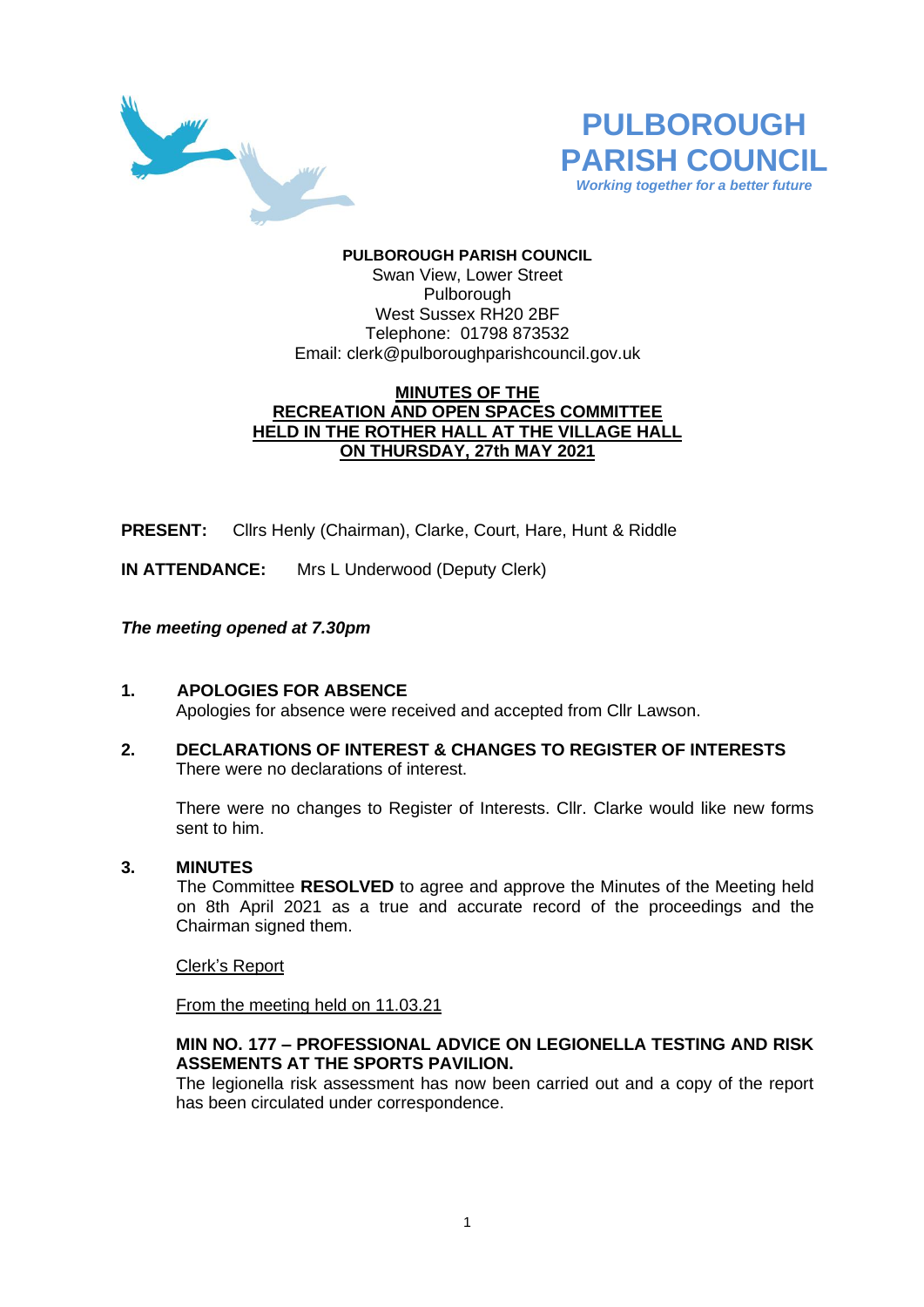# PULBOROUGH PARISH COUNCIL

*Working together for a better future*

**PULBOROUGH PARISH COUNCIL**
Swan View, Lower Street
Pulborough
West Sussex RH20 2BF
Telephone: 01798 873532
Email: clerk@pulboroughparishcouncil.gov.uk

## MINUTES OF THE RECREATION AND OPEN SPACES COMMITTEE HELD IN THE ROTHER HALL AT THE VILLAGE HALL ON THURSDAY, 27th MAY 2021

**PRESENT:** Cllrs Henly (Chairman), Clarke, Court, Hare, Hunt & Riddle

**IN ATTENDANCE:** Mrs L Underwood (Deputy Clerk)

***The meeting opened at 7.30pm***

### 1. APOLOGIES FOR ABSENCE

Apologies for absence were received and accepted from Cllr Lawson.

### 2. DECLARATIONS OF INTEREST & CHANGES TO REGISTER OF INTERESTS

There were no declarations of interest.

There were no changes to Register of Interests. Cllr. Clarke would like new forms sent to him.

### 3. MINUTES

The Committee **RESOLVED** to agree and approve the Minutes of the Meeting held on 8th April 2021 as a true and accurate record of the proceedings and the Chairman signed them.

Clerk's Report

From the meeting held on 11.03.21

**MIN NO. 177 – PROFESSIONAL ADVICE ON LEGIONELLA TESTING AND RISK ASSEMENTS AT THE SPORTS PAVILION.**

The legionella risk assessment has now been carried out and a copy of the report has been circulated under correspondence.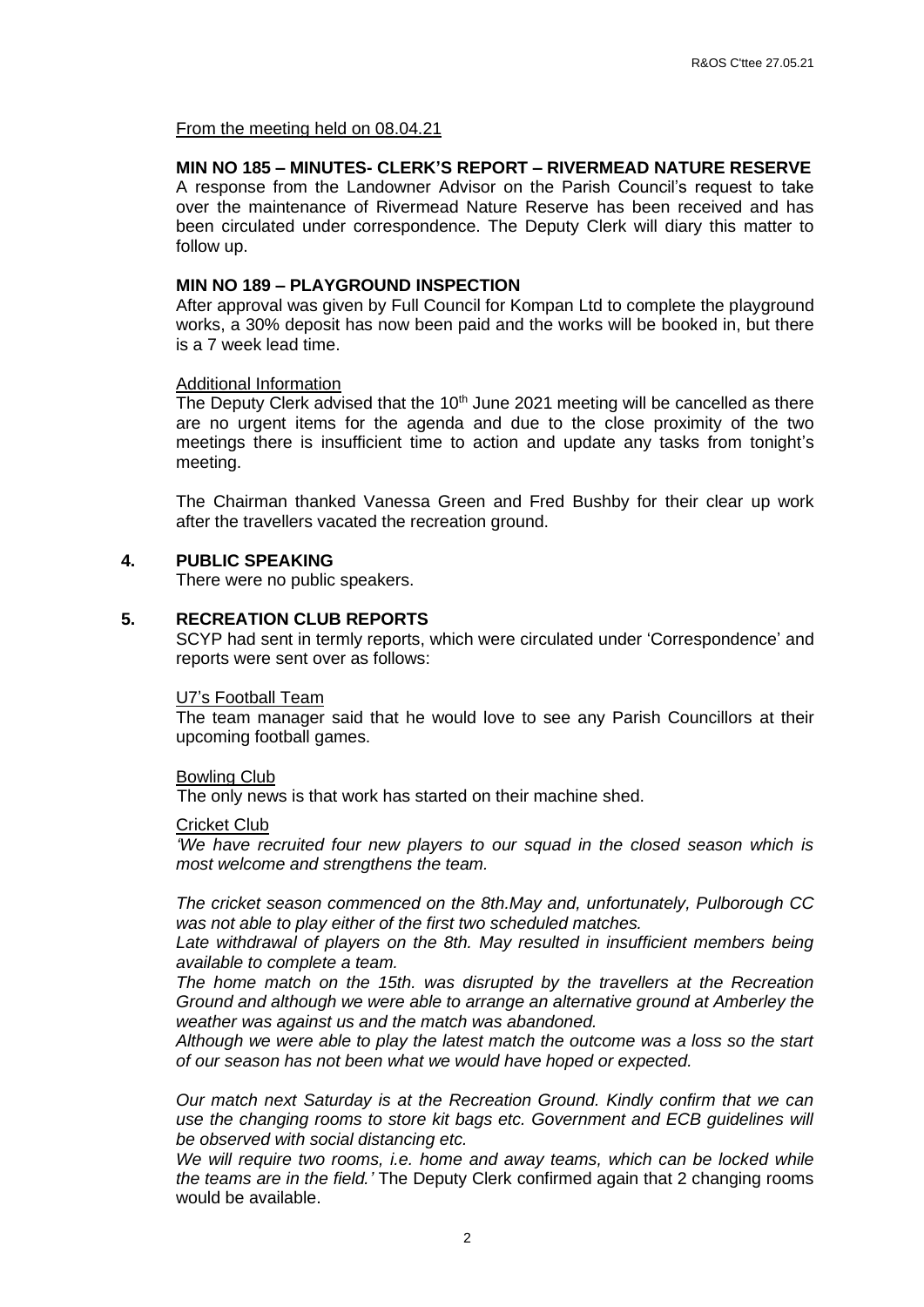From the meeting held on 08.04.21

**MIN NO 185 – MINUTES- CLERK'S REPORT – RIVERMEAD NATURE RESERVE**

A response from the Landowner Advisor on the Parish Council's request to take over the maintenance of Rivermead Nature Reserve has been received and has been circulated under correspondence. The Deputy Clerk will diary this matter to follow up.

**MIN NO 189 – PLAYGROUND INSPECTION**

After approval was given by Full Council for Kompan Ltd to complete the playground works, a 30% deposit has now been paid and the works will be booked in, but there is a 7 week lead time.

Additional Information

The Deputy Clerk advised that the 10th June 2021 meeting will be cancelled as there are no urgent items for the agenda and due to the close proximity of the two meetings there is insufficient time to action and update any tasks from tonight's meeting.

The Chairman thanked Vanessa Green and Fred Bushby for their clear up work after the travellers vacated the recreation ground.

## 4. PUBLIC SPEAKING

There were no public speakers.

## 5. RECREATION CLUB REPORTS

SCYP had sent in termly reports, which were circulated under 'Correspondence' and reports were sent over as follows:

U7's Football Team

The team manager said that he would love to see any Parish Councillors at their upcoming football games.

Bowling Club

The only news is that work has started on their machine shed.

Cricket Club

*'We have recruited four new players to our squad in the closed season which is most welcome and strengthens the team.*

*The cricket season commenced on the 8th.May and, unfortunately, Pulborough CC was not able to play either of the first two scheduled matches.*

*Late withdrawal of players on the 8th. May resulted in insufficient members being available to complete a team.*

*The home match on the 15th. was disrupted by the travellers at the Recreation Ground and although we were able to arrange an alternative ground at Amberley the weather was against us and the match was abandoned.*

*Although we were able to play the latest match the outcome was a loss so the start of our season has not been what we would have hoped or expected.*

*Our match next Saturday is at the Recreation Ground. Kindly confirm that we can use the changing rooms to store kit bags etc. Government and ECB guidelines will be observed with social distancing etc.*

*We will require two rooms, i.e. home and away teams, which can be locked while the teams are in the field.'* The Deputy Clerk confirmed again that 2 changing rooms would be available.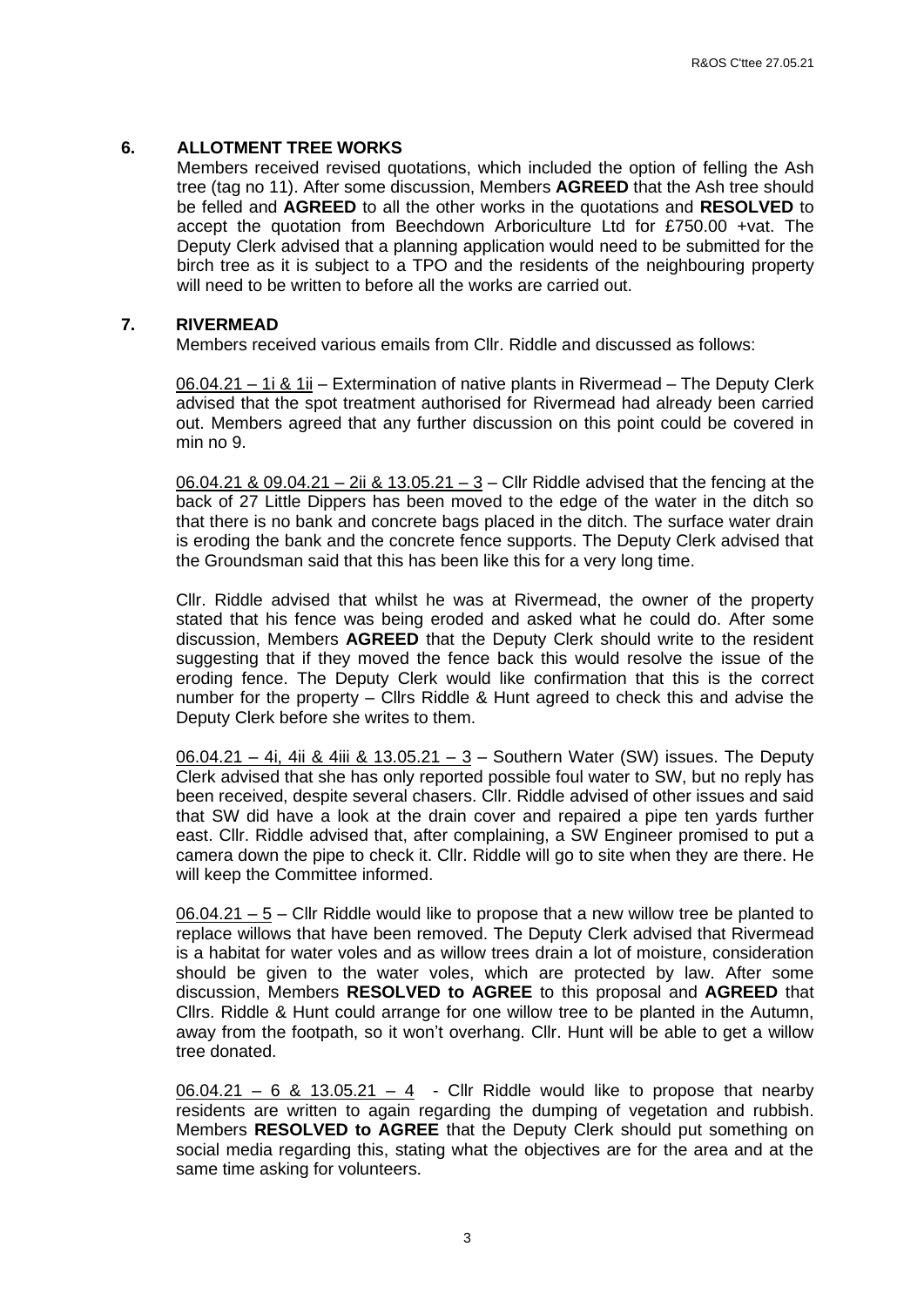## 6. ALLOTMENT TREE WORKS

Members received revised quotations, which included the option of felling the Ash tree (tag no 11). After some discussion, Members **AGREED** that the Ash tree should be felled and **AGREED** to all the other works in the quotations and **RESOLVED** to accept the quotation from Beechdown Arboriculture Ltd for £750.00 +vat. The Deputy Clerk advised that a planning application would need to be submitted for the birch tree as it is subject to a TPO and the residents of the neighbouring property will need to be written to before all the works are carried out.

## 7. RIVERMEAD

Members received various emails from Cllr. Riddle and discussed as follows:

06.04.21 – 1i & 1ii – Extermination of native plants in Rivermead – The Deputy Clerk advised that the spot treatment authorised for Rivermead had already been carried out. Members agreed that any further discussion on this point could be covered in min no 9.

06.04.21 & 09.04.21 – 2ii & 13.05.21 – 3 – Cllr Riddle advised that the fencing at the back of 27 Little Dippers has been moved to the edge of the water in the ditch so that there is no bank and concrete bags placed in the ditch. The surface water drain is eroding the bank and the concrete fence supports. The Deputy Clerk advised that the Groundsman said that this has been like this for a very long time.

Cllr. Riddle advised that whilst he was at Rivermead, the owner of the property stated that his fence was being eroded and asked what he could do. After some discussion, Members **AGREED** that the Deputy Clerk should write to the resident suggesting that if they moved the fence back this would resolve the issue of the eroding fence. The Deputy Clerk would like confirmation that this is the correct number for the property – Cllrs Riddle & Hunt agreed to check this and advise the Deputy Clerk before she writes to them.

06.04.21 – 4i, 4ii & 4iii & 13.05.21 – 3 – Southern Water (SW) issues. The Deputy Clerk advised that she has only reported possible foul water to SW, but no reply has been received, despite several chasers. Cllr. Riddle advised of other issues and said that SW did have a look at the drain cover and repaired a pipe ten yards further east. Cllr. Riddle advised that, after complaining, a SW Engineer promised to put a camera down the pipe to check it. Cllr. Riddle will go to site when they are there. He will keep the Committee informed.

06.04.21 – 5 – Cllr Riddle would like to propose that a new willow tree be planted to replace willows that have been removed. The Deputy Clerk advised that Rivermead is a habitat for water voles and as willow trees drain a lot of moisture, consideration should be given to the water voles, which are protected by law. After some discussion, Members **RESOLVED to AGREE** to this proposal and **AGREED** that Cllrs. Riddle & Hunt could arrange for one willow tree to be planted in the Autumn, away from the footpath, so it won't overhang. Cllr. Hunt will be able to get a willow tree donated.

06.04.21 – 6 & 13.05.21 – 4 - Cllr Riddle would like to propose that nearby residents are written to again regarding the dumping of vegetation and rubbish. Members **RESOLVED to AGREE** that the Deputy Clerk should put something on social media regarding this, stating what the objectives are for the area and at the same time asking for volunteers.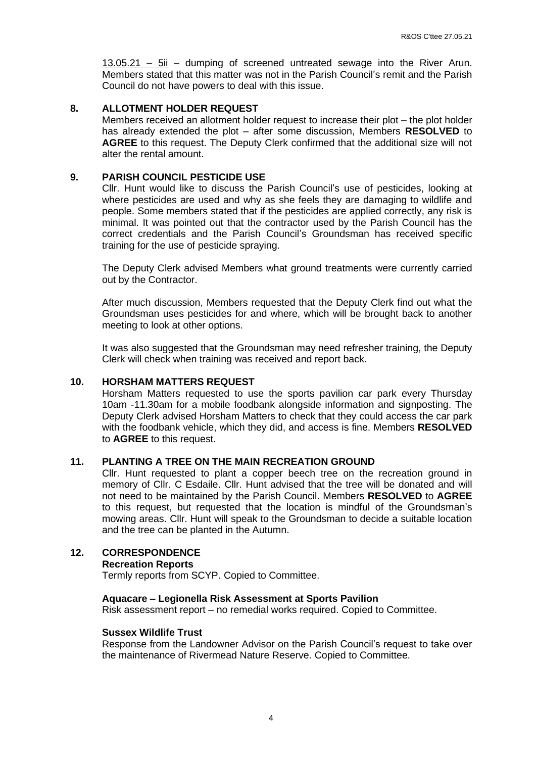<u>13.05.21 – 5ii</u> – dumping of screened untreated sewage into the River Arun. Members stated that this matter was not in the Parish Council's remit and the Parish Council do not have powers to deal with this issue.

## 8. ALLOTMENT HOLDER REQUEST

Members received an allotment holder request to increase their plot – the plot holder has already extended the plot – after some discussion, Members **RESOLVED** to **AGREE** to this request. The Deputy Clerk confirmed that the additional size will not alter the rental amount.

## 9. PARISH COUNCIL PESTICIDE USE

Cllr. Hunt would like to discuss the Parish Council's use of pesticides, looking at where pesticides are used and why as she feels they are damaging to wildlife and people. Some members stated that if the pesticides are applied correctly, any risk is minimal. It was pointed out that the contractor used by the Parish Council has the correct credentials and the Parish Council's Groundsman has received specific training for the use of pesticide spraying.

The Deputy Clerk advised Members what ground treatments were currently carried out by the Contractor.

After much discussion, Members requested that the Deputy Clerk find out what the Groundsman uses pesticides for and where, which will be brought back to another meeting to look at other options.

It was also suggested that the Groundsman may need refresher training, the Deputy Clerk will check when training was received and report back.

## 10. HORSHAM MATTERS REQUEST

Horsham Matters requested to use the sports pavilion car park every Thursday 10am -11.30am for a mobile foodbank alongside information and signposting. The Deputy Clerk advised Horsham Matters to check that they could access the car park with the foodbank vehicle, which they did, and access is fine. Members **RESOLVED** to **AGREE** to this request.

## 11. PLANTING A TREE ON THE MAIN RECREATION GROUND

Cllr. Hunt requested to plant a copper beech tree on the recreation ground in memory of Cllr. C Esdaile. Cllr. Hunt advised that the tree will be donated and will not need to be maintained by the Parish Council. Members **RESOLVED** to **AGREE** to this request, but requested that the location is mindful of the Groundsman's mowing areas. Cllr. Hunt will speak to the Groundsman to decide a suitable location and the tree can be planted in the Autumn.

## 12. CORRESPONDENCE

**Recreation Reports**

Termly reports from SCYP. Copied to Committee.

**Aquacare – Legionella Risk Assessment at Sports Pavilion**

Risk assessment report – no remedial works required. Copied to Committee.

**Sussex Wildlife Trust**

Response from the Landowner Advisor on the Parish Council's request to take over the maintenance of Rivermead Nature Reserve. Copied to Committee.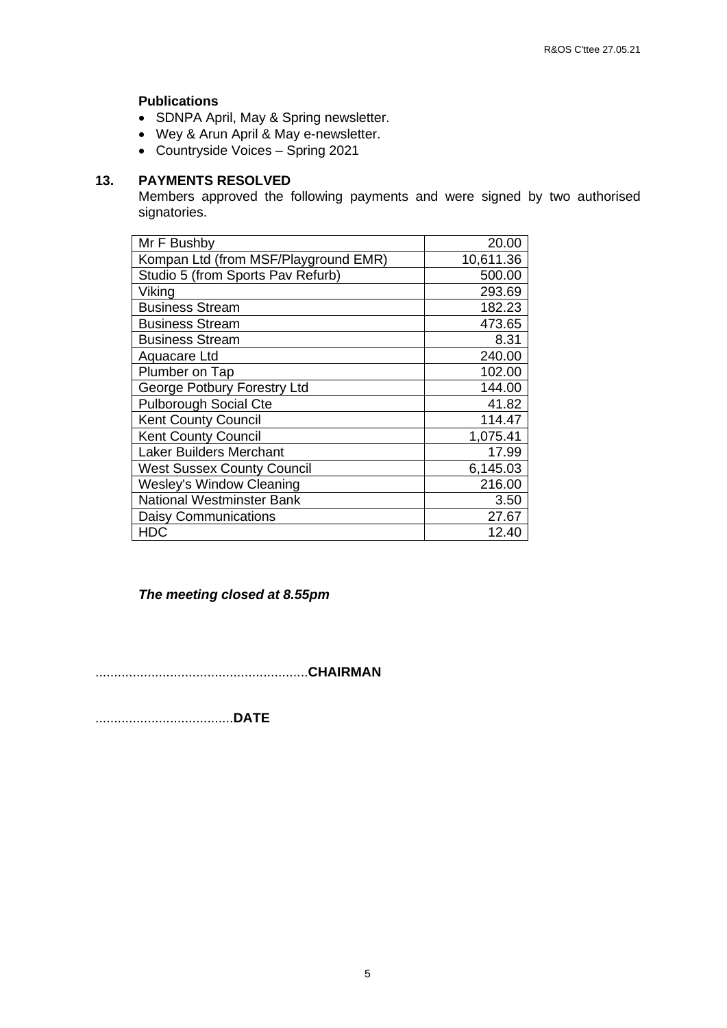**Publications**

- SDNPA April, May & Spring newsletter.
- Wey & Arun April & May e-newsletter.
- Countryside Voices – Spring 2021

## 13. PAYMENTS RESOLVED

Members approved the following payments and were signed by two authorised signatories.

| | |
|---|---:|
| Mr F Bushby | 20.00 |
| Kompan Ltd (from MSF/Playground EMR) | 10,611.36 |
| Studio 5 (from Sports Pav Refurb) | 500.00 |
| Viking | 293.69 |
| Business Stream | 182.23 |
| Business Stream | 473.65 |
| Business Stream | 8.31 |
| Aquacare Ltd | 240.00 |
| Plumber on Tap | 102.00 |
| George Potbury Forestry Ltd | 144.00 |
| Pulborough Social Cte | 41.82 |
| Kent County Council | 114.47 |
| Kent County Council | 1,075.41 |
| Laker Builders Merchant | 17.99 |
| West Sussex County Council | 6,145.03 |
| Wesley's Window Cleaning | 216.00 |
| National Westminster Bank | 3.50 |
| Daisy Communications | 27.67 |
| HDC | 12.40 |

***The meeting closed at 8.55pm***

.........................................................**CHAIRMAN**

.....................................**DATE**